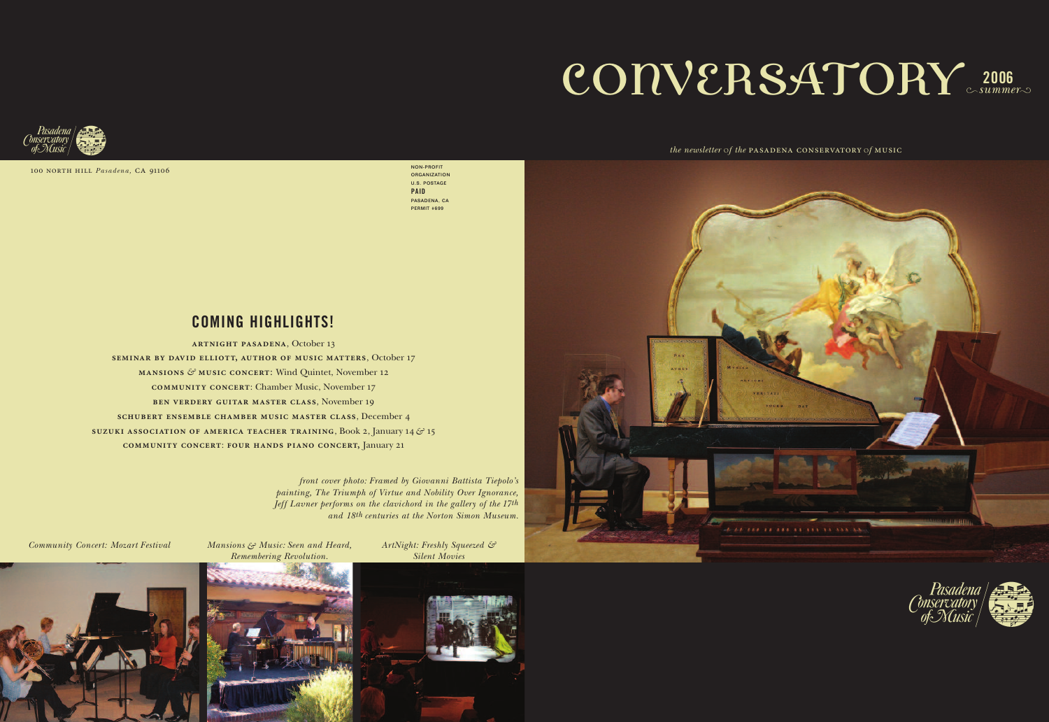# CONVERSATORY 2006 summer

*the newsletter of the* PASADENA CONSERVATORY *of* MUSIC

Pasadena Conservatory of Music

100 NORTH HILL *Pasadena*, CA 91106

NON-PROFIT
ORGANIZATION
U.S. POSTAGE
**PAID**
PASADENA, CA
PERMIT #699

## COMING HIGHLIGHTS!

**ARTNIGHT PASADENA**, October 13

**SEMINAR BY DAVID ELLIOTT, AUTHOR OF MUSIC MATTERS**, October 17

**MANSIONS & MUSIC CONCERT:** Wind Quintet, November 12

**COMMUNITY CONCERT:** Chamber Music, November 17

**BEN VERDERY GUITAR MASTER CLASS**, November 19

**SCHUBERT ENSEMBLE CHAMBER MUSIC MASTER CLASS**, December 4

**SUZUKI ASSOCIATION OF AMERICA TEACHER TRAINING**, Book 2, January 14 & 15

**COMMUNITY CONCERT: FOUR HANDS PIANO CONCERT,** January 21

*front cover photo: Framed by Giovanni Battista Tiepolo's painting, The Triumph of Virtue and Nobility Over Ignorance, Jeff Lavner performs on the clavichord in the gallery of the 17th and 18th centuries at the Norton Simon Museum.*

*Community Concert: Mozart Festival*

*Mansions & Music: Seen and Heard, Remembering Revolution.*

*ArtNight: Freshly Squeezed & Silent Movies*

Pasadena Conservatory of Music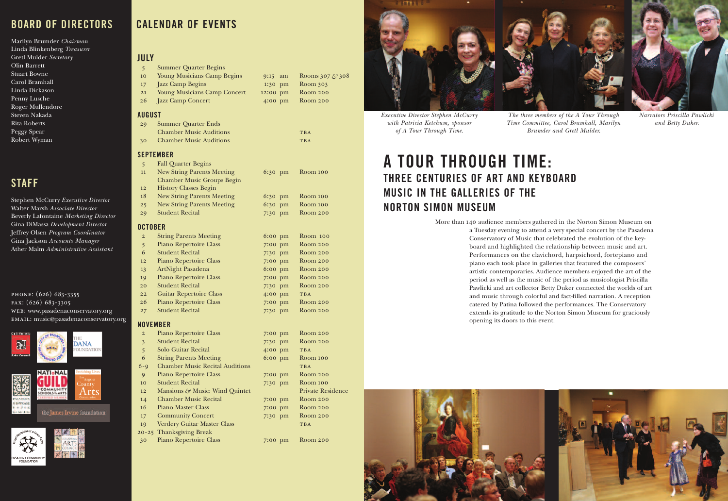## BOARD OF DIRECTORS

Marilyn Brumder *Chairman*
Linda Blinkenberg *Treasurer*
Gretl Mulder *Secretary*
Olin Barrett
Stuart Bowne
Carol Bramhall
Linda Dickason
Penny Lusche
Roger Mullendore
Steven Nakada
Rita Roberts
Peggy Spear
Robert Wyman

## STAFF

Stephen McCurry *Executive Director*
Walter Marsh *Associate Director*
Beverly Lafontaine *Marketing Director*
Gina DiMassa *Development Director*
Jeffrey Olsen *Program Coordinator*
Gina Jackson *Accounts Manager*
Ather Malm *Administrative Assistant*

PHONE: (626) 683-3355
FAX: (626) 683-3305
WEB: www.pasadenaconservatory.org
EMAIL: music@pasadenaconservatory.org

## CALENDAR OF EVENTS

### JULY

| | | | |
|---|---|---|---|
| 5 | Summer Quarter Begins | | |
| 10 | Young Musicians Camp Begins | 9:15 am | Rooms 307 & 308 |
| 17 | Jazz Camp Begins | 1:30 pm | Room 303 |
| 21 | Young Musicians Camp Concert | 12:00 pm | Room 200 |
| 26 | Jazz Camp Concert | 4:00 pm | Room 200 |

### AUGUST

| | | | |
|---|---|---|---|
| 29 | Summer Quarter Ends | | |
| | Chamber Music Auditions | | TBA |
| 30 | Chamber Music Auditions | | TBA |

### SEPTEMBER

| | | | |
|---|---|---|---|
| 5 | Fall Quarter Begins | | |
| 11 | New String Parents Meeting | 6:30 pm | Room 100 |
| | Chamber Music Groups Begin | | |
| 12 | History Classes Begin | | |
| 18 | New String Parents Meeting | 6:30 pm | Room 100 |
| 25 | New String Parents Meeting | 6:30 pm | Room 100 |
| 29 | Student Recital | 7:30 pm | Room 200 |

### OCTOBER

| | | | |
|---|---|---|---|
| 2 | String Parents Meeting | 6:00 pm | Room 100 |
| 5 | Piano Repertoire Class | 7:00 pm | Room 200 |
| 6 | Student Recital | 7:30 pm | Room 200 |
| 12 | Piano Repertoire Class | 7:00 pm | Room 200 |
| 13 | ArtNight Pasadena | 6:00 pm | Room 200 |
| 19 | Piano Repertoire Class | 7:00 pm | Room 200 |
| 20 | Student Recital | 7:30 pm | Room 200 |
| 22 | Guitar Repertoire Class | 4:00 pm | TBA |
| 26 | Piano Repertoire Class | 7:00 pm | Room 200 |
| 27 | Student Recital | 7:30 pm | Room 200 |

### NOVEMBER

| | | | |
|---|---|---|---|
| 2 | Piano Repertoire Class | 7:00 pm | Room 200 |
| 3 | Student Recital | 7:30 pm | Room 200 |
| 5 | Solo Guitar Recital | 4:00 pm | TBA |
| 6 | String Parents Meeting | 6:00 pm | Room 100 |
| 6-9 | Chamber Music Recital Auditions | | TBA |
| 9 | Piano Repertoire Class | 7:00 pm | Room 200 |
| 10 | Student Recital | 7:30 pm | Room 100 |
| 12 | Mansions & Music: Wind Quintet | | Private Residence |
| 14 | Chamber Music Recital | 7:00 pm | Room 200 |
| 16 | Piano Master Class | 7:00 pm | Room 200 |
| 17 | Community Concert | 7:30 pm | Room 200 |
| 19 | Verdery Guitar Master Class | | TBA |
| 20-25 | Thanksgiving Break | | |
| 30 | Piano Repertoire Class | 7:00 pm | Room 200 |

*Executive Director Stephen McCurry with Patricia Ketchum, sponsor of A Tour Through Time.*

*The three members of the A Tour Through Time Committee, Carol Bramhall, Marilyn Brumder and Gretl Mulder.*

*Narrators Priscilla Pawlicki and Betty Duker.*

# A TOUR THROUGH TIME:
## THREE CENTURIES OF ART AND KEYBOARD MUSIC IN THE GALLERIES OF THE NORTON SIMON MUSEUM

More than 140 audience members gathered in the Norton Simon Museum on a Tuesday evening to attend a very special concert by the Pasadena Conservatory of Music that celebrated the evolution of the keyboard and highlighted the relationship between music and art. Performances on the clavichord, harpsichord, fortepiano and piano each took place in galleries that featured the composers' artistic contemporaries. Audience members enjoyed the art of the period as well as the music of the period as musicologist Priscilla Pawlicki and art collector Betty Duker connected the worlds of art and music through colorful and fact-filled narration. A reception catered by Patina followed the performances. The Conservatory extends its gratitude to the Norton Simon Museum for graciously opening its doors to this event.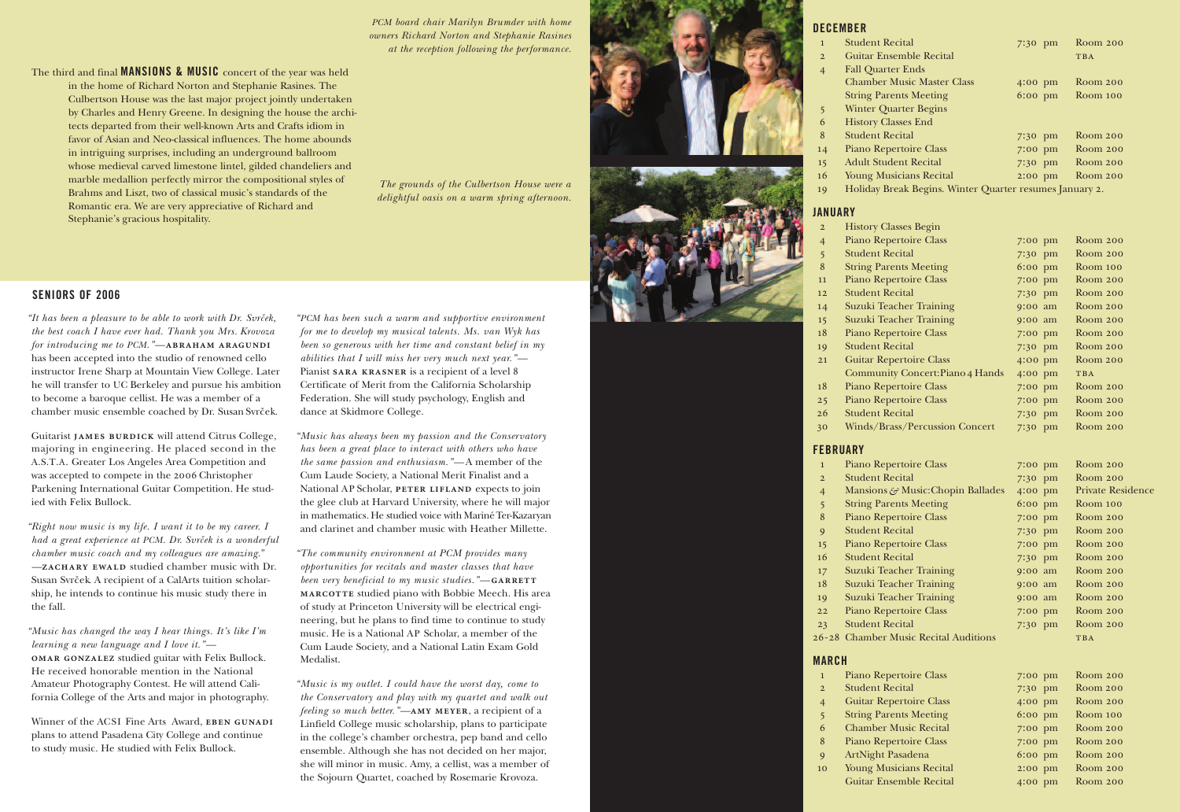The third and final **MANSIONS & MUSIC** concert of the year was held in the home of Richard Norton and Stephanie Rasines. The Culbertson House was the last major project jointly undertaken by Charles and Henry Greene. In designing the house the architects departed from their well-known Arts and Crafts idiom in favor of Asian and Neo-classical influences. The home abounds in intriguing surprises, including an underground ballroom whose medieval carved limestone lintel, gilded chandeliers and marble medallion perfectly mirror the compositional styles of Brahms and Liszt, two of classical music's standards of the Romantic era. We are very appreciative of Richard and Stephanie's gracious hospitality.

*PCM board chair Marilyn Brumder with home owners Richard Norton and Stephanie Rasines at the reception following the performance.*

*The grounds of the Culbertson House were a delightful oasis on a warm spring afternoon.*

## SENIORS OF 2006

*"It has been a pleasure to be able to work with Dr. Svrček, the best coach I have ever had. Thank you Mrs. Krovoza for introducing me to PCM."*—ABRAHAM ARAGUNDI has been accepted into the studio of renowned cello instructor Irene Sharp at Mountain View College. Later he will transfer to UC Berkeley and pursue his ambition to become a baroque cellist. He was a member of a chamber music ensemble coached by Dr. Susan Svrček.

Guitarist JAMES BURDICK will attend Citrus College, majoring in engineering. He placed second in the A.S.T.A. Greater Los Angeles Area Competition and was accepted to compete in the 2006 Christopher Parkening International Guitar Competition. He studied with Felix Bullock.

*"Right now music is my life. I want it to be my career. I had a great experience at PCM. Dr. Svrček is a wonderful chamber music coach and my colleagues are amazing."* —ZACHARY EWALD studied chamber music with Dr. Susan Svrček. A recipient of a CalArts tuition scholarship, he intends to continue his music study there in the fall.

*"Music has changed the way I hear things. It's like I'm learning a new language and I love it."*—OMAR GONZALEZ studied guitar with Felix Bullock. He received honorable mention in the National Amateur Photography Contest. He will attend California College of the Arts and major in photography.

Winner of the ACSI Fine Arts Award, EBEN GUNADI plans to attend Pasadena City College and continue to study music. He studied with Felix Bullock.

*"PCM has been such a warm and supportive environment for me to develop my musical talents. Ms. van Wyk has been so generous with her time and constant belief in my abilities that I will miss her very much next year."*—Pianist SARA KRASNER is a recipient of a level 8 Certificate of Merit from the California Scholarship Federation. She will study psychology, English and dance at Skidmore College.

*"Music has always been my passion and the Conservatory has been a great place to interact with others who have the same passion and enthusiasm."*—A member of the Cum Laude Society, a National Merit Finalist and a National AP Scholar, PETER LIFLAND expects to join the glee club at Harvard University, where he will major in mathematics. He studied voice with Mariné Ter-Kazaryan and clarinet and chamber music with Heather Millette.

*"The community environment at PCM provides many opportunities for recitals and master classes that have been very beneficial to my music studies."*—GARRETT MARCOTTE studied piano with Bobbie Meech. His area of study at Princeton University will be electrical engineering, but he plans to find time to continue to study music. He is a National AP Scholar, a member of the Cum Laude Society, and a National Latin Exam Gold Medalist.

*"Music is my outlet. I could have the worst day, come to the Conservatory and play with my quartet and walk out feeling so much better."*—AMY MEYER, a recipient of a Linfield College music scholarship, plans to participate in the college's chamber orchestra, pep band and cello ensemble. Although she has not decided on her major, she will minor in music. Amy, a cellist, was a member of the Sojourn Quartet, coached by Rosemarie Krovoza.

## DECEMBER

| | | | |
|---|---|---|---|
| 1 | Student Recital | 7:30 pm | Room 200 |
| 2 | Guitar Ensemble Recital | | TBA |
| 4 | Fall Quarter Ends | | |
| | Chamber Music Master Class | 4:00 pm | Room 200 |
| | String Parents Meeting | 6:00 pm | Room 100 |
| 5 | Winter Quarter Begins | | |
| 6 | History Classes End | | |
| 8 | Student Recital | 7:30 pm | Room 200 |
| 14 | Piano Repertoire Class | 7:00 pm | Room 200 |
| 15 | Adult Student Recital | 7:30 pm | Room 200 |
| 16 | Young Musicians Recital | 2:00 pm | Room 200 |
| 19 | Holiday Break Begins. Winter Quarter resumes January 2. | | |

## JANUARY

| | | | |
|---|---|---|---|
| 2 | History Classes Begin | | |
| 4 | Piano Repertoire Class | 7:00 pm | Room 200 |
| 5 | Student Recital | 7:30 pm | Room 200 |
| 8 | String Parents Meeting | 6:00 pm | Room 100 |
| 11 | Piano Repertoire Class | 7:00 pm | Room 200 |
| 12 | Student Recital | 7:30 pm | Room 200 |
| 14 | Suzuki Teacher Training | 9:00 am | Room 200 |
| 15 | Suzuki Teacher Training | 9:00 am | Room 200 |
| 18 | Piano Repertoire Class | 7:00 pm | Room 200 |
| 19 | Student Recital | 7:30 pm | Room 200 |
| 21 | Guitar Repertoire Class | 4:00 pm | Room 200 |
| | Community Concert: Piano 4 Hands | 4:00 pm | TBA |
| 18 | Piano Repertoire Class | 7:00 pm | Room 200 |
| 25 | Piano Repertoire Class | 7:00 pm | Room 200 |
| 26 | Student Recital | 7:30 pm | Room 200 |
| 30 | Winds/Brass/Percussion Concert | 7:30 pm | Room 200 |

## FEBRUARY

| | | | |
|---|---|---|---|
| 1 | Piano Repertoire Class | 7:00 pm | Room 200 |
| 2 | Student Recital | 7:30 pm | Room 200 |
| 4 | Mansions & Music: Chopin Ballades | 4:00 pm | Private Residence |
| 5 | String Parents Meeting | 6:00 pm | Room 100 |
| 8 | Piano Repertoire Class | 7:00 pm | Room 200 |
| 9 | Student Recital | 7:30 pm | Room 200 |
| 15 | Piano Repertoire Class | 7:00 pm | Room 200 |
| 16 | Student Recital | 7:30 pm | Room 200 |
| 17 | Suzuki Teacher Training | 9:00 am | Room 200 |
| 18 | Suzuki Teacher Training | 9:00 am | Room 200 |
| 19 | Suzuki Teacher Training | 9:00 am | Room 200 |
| 22 | Piano Repertoire Class | 7:00 pm | Room 200 |
| 23 | Student Recital | 7:30 pm | Room 200 |
| 26-28 | Chamber Music Recital Auditions | | TBA |

## MARCH

| | | | |
|---|---|---|---|
| 1 | Piano Repertoire Class | 7:00 pm | Room 200 |
| 2 | Student Recital | 7:30 pm | Room 200 |
| 4 | Guitar Repertoire Class | 4:00 pm | Room 200 |
| 5 | String Parents Meeting | 6:00 pm | Room 100 |
| 6 | Chamber Music Recital | 7:00 pm | Room 200 |
| 8 | Piano Repertoire Class | 7:00 pm | Room 200 |
| 9 | ArtNight Pasadena | 6:00 pm | Room 200 |
| 10 | Young Musicians Recital | 2:00 pm | Room 200 |
| | Guitar Ensemble Recital | 4:00 pm | Room 200 |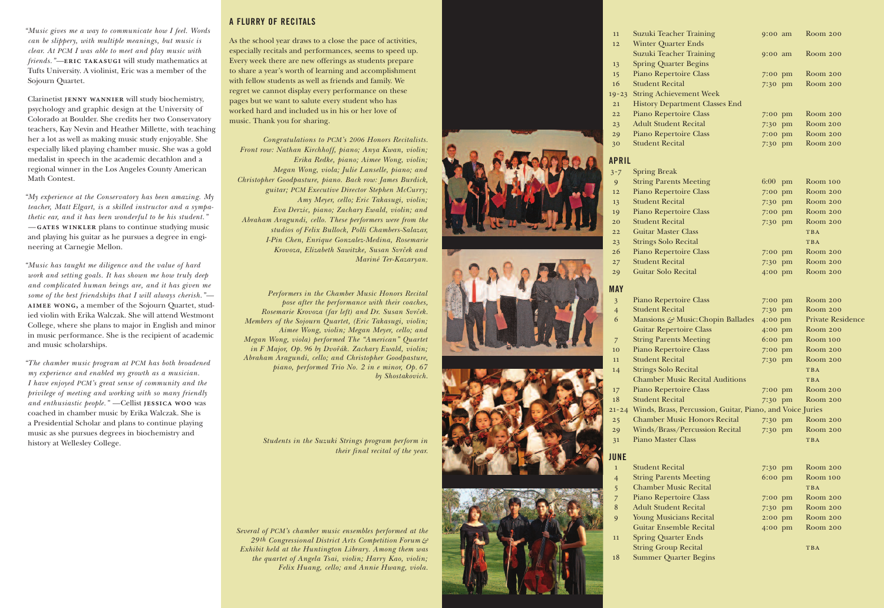*"Music gives me a way to communicate how I feel. Words can be slippery, with multiple meanings, but music is clear. At PCM I was able to meet and play music with friends."*—**ERIC TAKASUGI** will study mathematics at Tufts University. A violinist, Eric was a member of the Sojourn Quartet.

Clarinetist **JENNY WANNIER** will study biochemistry, psychology and graphic design at the University of Colorado at Boulder. She credits her two Conservatory teachers, Kay Nevin and Heather Millette, with teaching her a lot as well as making music study enjoyable. She especially liked playing chamber music. She was a gold medalist in speech in the academic decathlon and a regional winner in the Los Angeles County American Math Contest.

*"My experience at the Conservatory has been amazing. My teacher, Matt Elgart, is a skilled instructor and a sympathetic ear, and it has been wonderful to be his student."* —**GATES WINKLER** plans to continue studying music and playing his guitar as he pursues a degree in engineering at Carnegie Mellon.

*"Music has taught me diligence and the value of hard work and setting goals. It has shown me how truly deep and complicated human beings are, and it has given me some of the best friendships that I will always cherish."*—**AIMEE WONG,** a member of the Sojourn Quartet, studied violin with Erika Walczak. She will attend Westmont College, where she plans to major in English and minor in music performance. She is the recipient of academic and music scholarships.

*"The chamber music program at PCM has both broadened my experience and enabled my growth as a musician. I have enjoyed PCM's great sense of community and the privilege of meeting and working with so many friendly and enthusiastic people."* —Cellist **JESSICA WOO** was coached in chamber music by Erika Walczak. She is a Presidential Scholar and plans to continue playing music as she pursues degrees in biochemistry and history at Wellesley College.

## A FLURRY OF RECITALS

As the school year draws to a close the pace of activities, especially recitals and performances, seems to speed up. Every week there are new offerings as students prepare to share a year's worth of learning and accomplishment with fellow students as well as friends and family. We regret we cannot display every performance on these pages but we want to salute every student who has worked hard and included us in his or her love of music. Thank you for sharing.

*Congratulations to PCM's 2006 Honors Recitalists. Front row: Nathan Kirchhoff, piano; Anya Kwan, violin; Erika Redke, piano; Aimee Wong, violin; Megan Wong, viola; Julie Lanselle, piano; and Christopher Goodpasture, piano. Back row: James Burdick, guitar; PCM Executive Director Stephen McCurry; Amy Meyer, cello; Eric Takasugi, violin; Eva Derzic, piano; Zachary Ewald, violin; and Abraham Aragundi, cello. These performers were from the studios of Felix Bullock, Polli Chambers-Salazar, I-Pin Chen, Enrique Gonzalez-Medina, Rosemarie Krovoza, Elizabeth Sawitzke, Susan Svrček and Mariné Ter-Kazaryan.*

*Performers in the Chamber Music Honors Recital pose after the performance with their coaches, Rosemarie Krovoza (far left) and Dr. Susan Svrček. Members of the Sojourn Quartet, (Eric Takasugi, violin; Aimee Wong, violin; Megan Meyer, cello; and Megan Wong, viola) performed The "American" Quartet in F Major, Op. 96 by Dvořák. Zachary Ewald, violin; Abraham Aragundi, cello; and Christopher Goodpasture, piano, performed Trio No. 2 in e minor, Op. 67 by Shostakovich.*

*Students in the Suzuki Strings program perform in their final recital of the year.*

*Several of PCM's chamber music ensembles performed at the 29th Congressional District Arts Competition Forum & Exhibit held at the Huntington Library. Among them was the quartet of Angela Tsai, violin; Harry Kao, violin; Felix Huang, cello; and Annie Hwang, viola.*

| | | | |
|---|---|---|---|
| 11 | Suzuki Teacher Training | 9:00 am | Room 200 |
| 12 | Winter Quarter Ends | | |
| | Suzuki Teacher Training | 9:00 am | Room 200 |
| 13 | Spring Quarter Begins | | |
| 15 | Piano Repertoire Class | 7:00 pm | Room 200 |
| 16 | Student Recital | 7:30 pm | Room 200 |
| 19-23 | String Achievement Week | | |
| 21 | History Department Classes End | | |
| 22 | Piano Repertoire Class | 7:00 pm | Room 200 |
| 23 | Adult Student Recital | 7:30 pm | Room 200 |
| 29 | Piano Repertoire Class | 7:00 pm | Room 200 |
| 30 | Student Recital | 7:30 pm | Room 200 |

## APRIL

| | | | |
|---|---|---|---|
| 3-7 | Spring Break | | |
| 9 | String Parents Meeting | 6:00 pm | Room 100 |
| 12 | Piano Repertoire Class | 7:00 pm | Room 200 |
| 13 | Student Recital | 7:30 pm | Room 200 |
| 19 | Piano Repertoire Class | 7:00 pm | Room 200 |
| 20 | Student Recital | 7:30 pm | Room 200 |
| 22 | Guitar Master Class | | TBA |
| 23 | Strings Solo Recital | | TBA |
| 26 | Piano Repertoire Class | 7:00 pm | Room 200 |
| 27 | Student Recital | 7:30 pm | Room 200 |
| 29 | Guitar Solo Recital | 4:00 pm | Room 200 |

## MAY

| | | | |
|---|---|---|---|
| 3 | Piano Repertoire Class | 7:00 pm | Room 200 |
| 4 | Student Recital | 7:30 pm | Room 200 |
| 6 | Mansions & Music: Chopin Ballades | 4:00 pm | Private Residence |
| | Guitar Repertoire Class | 4:00 pm | Room 200 |
| 7 | String Parents Meeting | 6:00 pm | Room 100 |
| 10 | Piano Repertoire Class | 7:00 pm | Room 200 |
| 11 | Student Recital | 7:30 pm | Room 200 |
| 14 | Strings Solo Recital | | TBA |
| | Chamber Music Recital Auditions | | TBA |
| 17 | Piano Repertoire Class | 7:00 pm | Room 200 |
| 18 | Student Recital | 7:30 pm | Room 200 |
| 21-24 | Winds, Brass, Percussion, Guitar, Piano, and Voice Juries | | |
| 25 | Chamber Music Honors Recital | 7:30 pm | Room 200 |
| 29 | Winds/Brass/Percussion Recital | 7:30 pm | Room 200 |
| 31 | Piano Master Class | | TBA |

## JUNE

| | | | |
|---|---|---|---|
| 1 | Student Recital | 7:30 pm | Room 200 |
| 4 | String Parents Meeting | 6:00 pm | Room 100 |
| 5 | Chamber Music Recital | | TBA |
| 7 | Piano Repertoire Class | 7:00 pm | Room 200 |
| 8 | Adult Student Recital | 7:30 pm | Room 200 |
| 9 | Young Musicians Recital | 2:00 pm | Room 200 |
| | Guitar Ensemble Recital | 4:00 pm | Room 200 |
| 11 | Spring Quarter Ends | | |
| | String Group Recital | | TBA |
| 18 | Summer Quarter Begins | | |